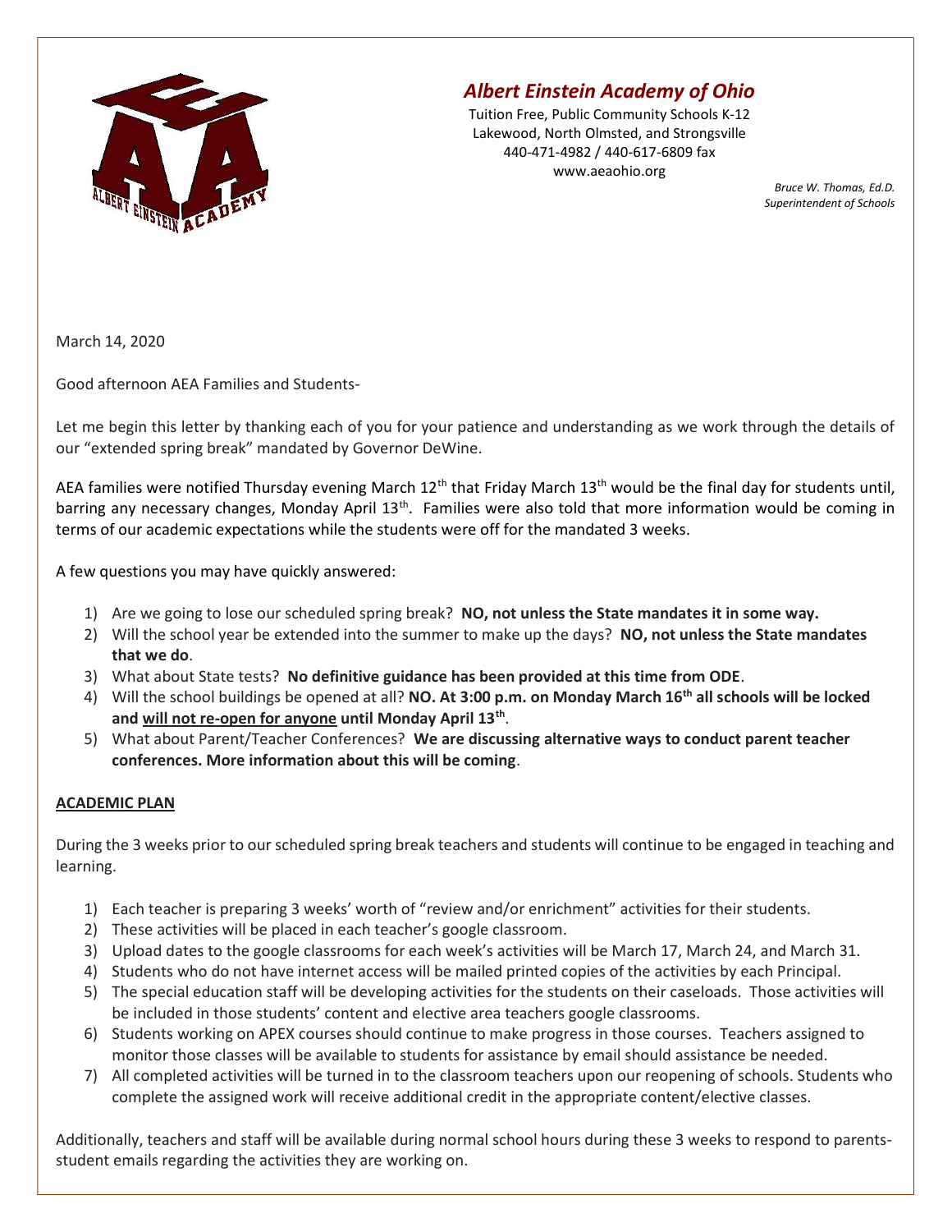# *Albert Einstein Academy of Ohio*

Tuition Free, Public Community Schools K-12
Lakewood, North Olmsted, and Strongsville
440-471-4982 / 440-617-6809 fax
www.aeaohio.org

*Bruce W. Thomas, Ed.D.*
*Superintendent of Schools*

March 14, 2020

Good afternoon AEA Families and Students-

Let me begin this letter by thanking each of you for your patience and understanding as we work through the details of our "extended spring break" mandated by Governor DeWine.

AEA families were notified Thursday evening March 12th that Friday March 13th would be the final day for students until, barring any necessary changes, Monday April 13th. Families were also told that more information would be coming in terms of our academic expectations while the students were off for the mandated 3 weeks.

A few questions you may have quickly answered:

1) Are we going to lose our scheduled spring break? **NO, not unless the State mandates it in some way.**
2) Will the school year be extended into the summer to make up the days? **NO, not unless the State mandates that we do**.
3) What about State tests? **No definitive guidance has been provided at this time from ODE**.
4) Will the school buildings be opened at all? **NO. At 3:00 p.m. on Monday March 16th all schools will be locked and <u>will not re-open for anyone</u> until Monday April 13th**.
5) What about Parent/Teacher Conferences? **We are discussing alternative ways to conduct parent teacher conferences. More information about this will be coming**.

## **<u>ACADEMIC PLAN</u>**

During the 3 weeks prior to our scheduled spring break teachers and students will continue to be engaged in teaching and learning.

1) Each teacher is preparing 3 weeks' worth of "review and/or enrichment" activities for their students.
2) These activities will be placed in each teacher's google classroom.
3) Upload dates to the google classrooms for each week's activities will be March 17, March 24, and March 31.
4) Students who do not have internet access will be mailed printed copies of the activities by each Principal.
5) The special education staff will be developing activities for the students on their caseloads. Those activities will be included in those students' content and elective area teachers google classrooms.
6) Students working on APEX courses should continue to make progress in those courses. Teachers assigned to monitor those classes will be available to students for assistance by email should assistance be needed.
7) All completed activities will be turned in to the classroom teachers upon our reopening of schools. Students who complete the assigned work will receive additional credit in the appropriate content/elective classes.

Additionally, teachers and staff will be available during normal school hours during these 3 weeks to respond to parents-student emails regarding the activities they are working on.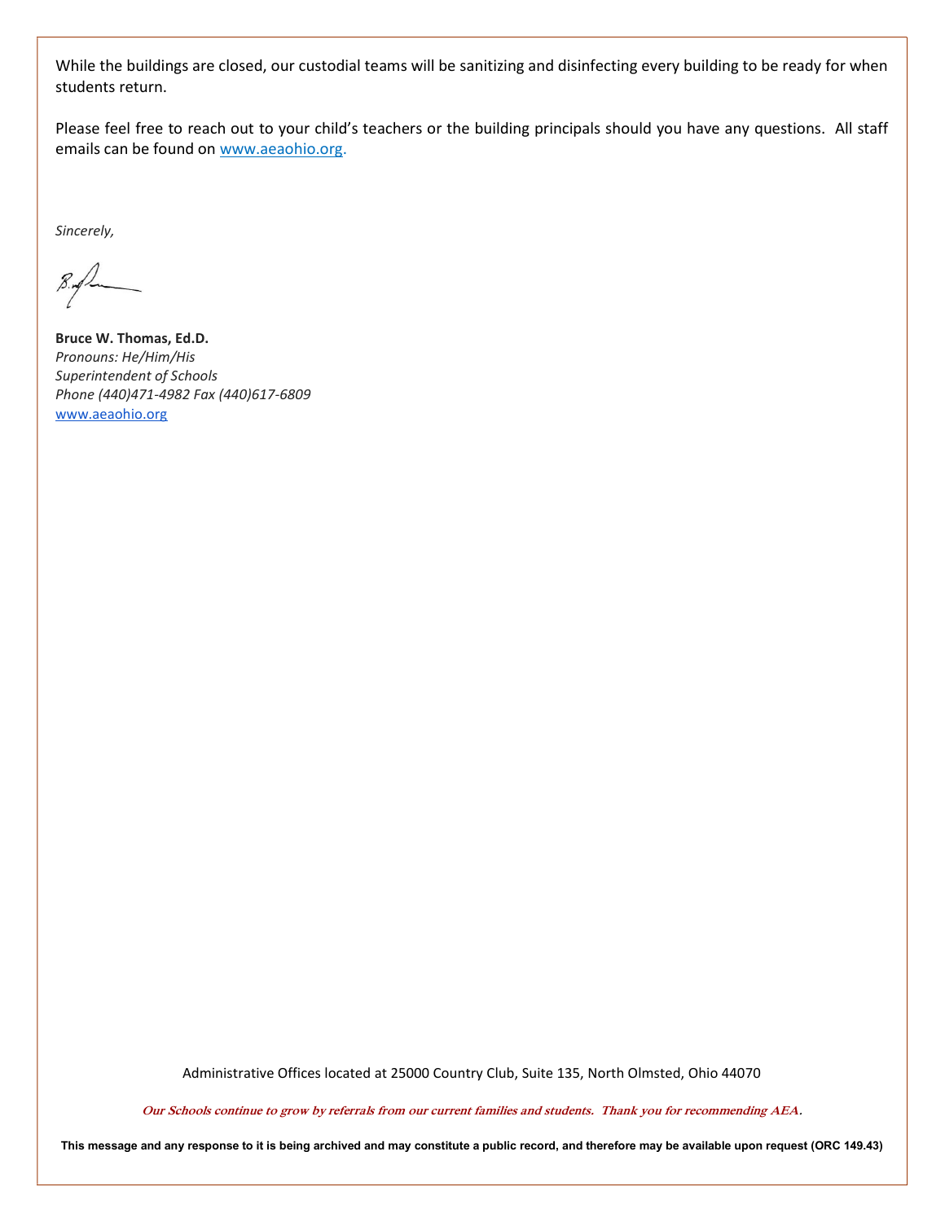While the buildings are closed, our custodial teams will be sanitizing and disinfecting every building to be ready for when students return.

Please feel free to reach out to your child's teachers or the building principals should you have any questions. All staff emails can be found on www.aeaohio.org.

*Sincerely,*

**Bruce W. Thomas, Ed.D.**
*Pronouns: He/Him/His*
*Superintendent of Schools*
*Phone (440)471-4982 Fax (440)617-6809*
www.aeaohio.org

Administrative Offices located at 25000 Country Club, Suite 135, North Olmsted, Ohio 44070

***Our Schools continue to grow by referrals from our current families and students. Thank you for recommending AEA.***

**This message and any response to it is being archived and may constitute a public record, and therefore may be available upon request (ORC 149.43)**